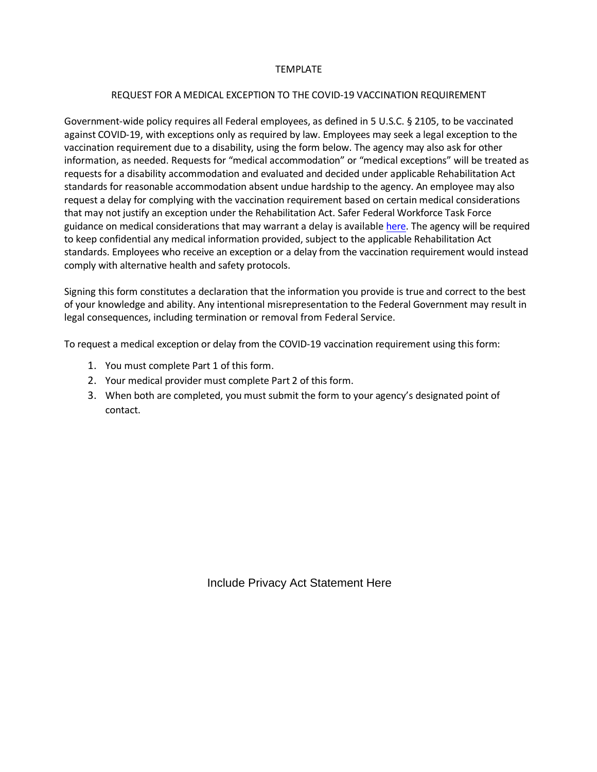TEMPLATE

# REQUEST FOR A MEDICAL EXCEPTION TO THE COVID-19 VACCINATION REQUIREMENT

Government-wide policy requires all Federal employees, as defined in 5 U.S.C. § 2105, to be vaccinated against COVID-19, with exceptions only as required by law. Employees may seek a legal exception to the vaccination requirement due to a disability, using the form below. The agency may also ask for other information, as needed. Requests for "medical accommodation" or "medical exceptions" will be treated as requests for a disability accommodation and evaluated and decided under applicable Rehabilitation Act standards for reasonable accommodation absent undue hardship to the agency. An employee may also request a delay for complying with the vaccination requirement based on certain medical considerations that may not justify an exception under the Rehabilitation Act. Safer Federal Workforce Task Force guidance on medical considerations that may warrant a delay is available here. The agency will be required to keep confidential any medical information provided, subject to the applicable Rehabilitation Act standards. Employees who receive an exception or a delay from the vaccination requirement would instead comply with alternative health and safety protocols.

Signing this form constitutes a declaration that the information you provide is true and correct to the best of your knowledge and ability. Any intentional misrepresentation to the Federal Government may result in legal consequences, including termination or removal from Federal Service.

To request a medical exception or delay from the COVID-19 vaccination requirement using this form:

1. You must complete Part 1 of this form.
2. Your medical provider must complete Part 2 of this form.
3. When both are completed, you must submit the form to your agency's designated point of contact.

Include Privacy Act Statement Here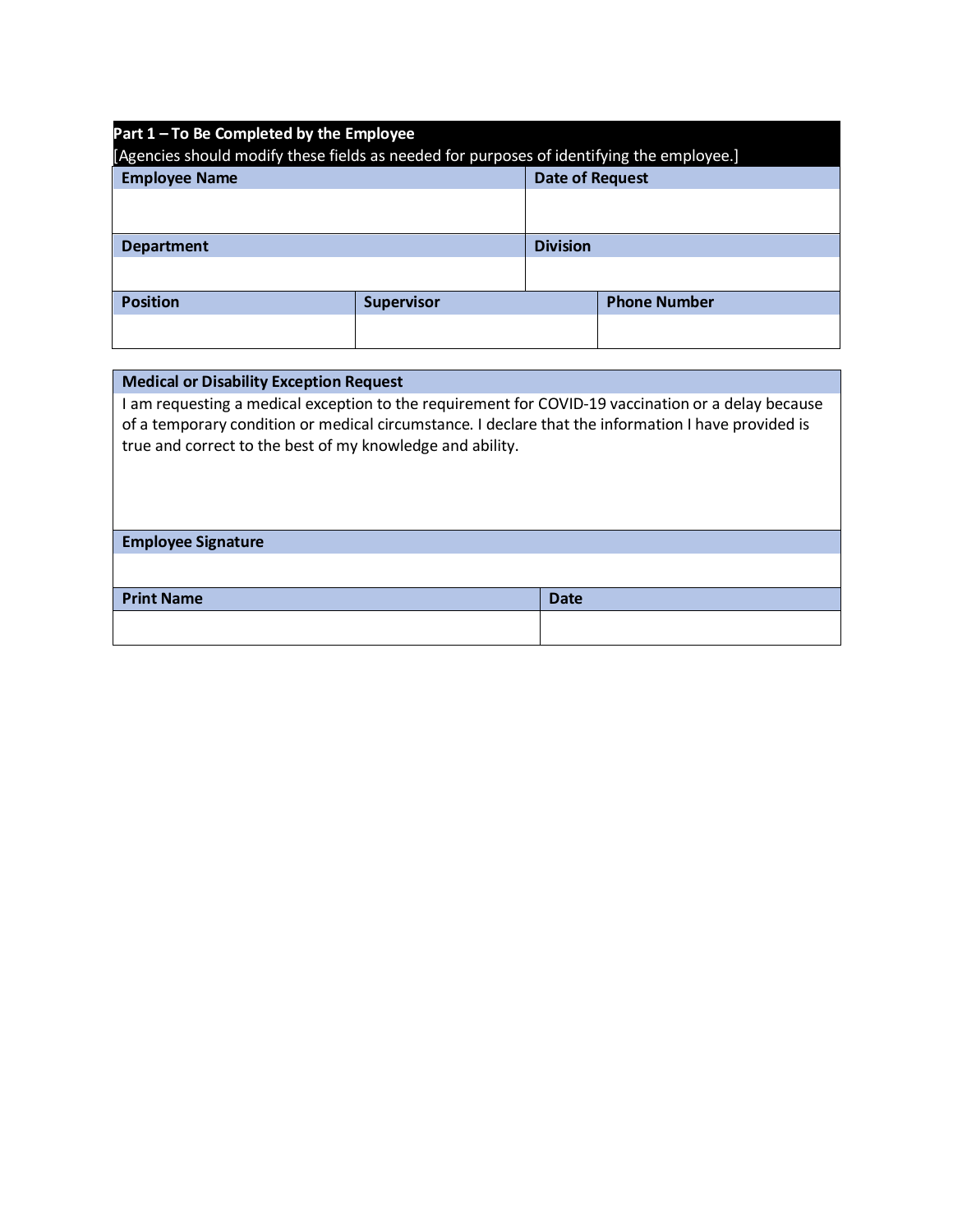| Part 1 – To Be Completed by the Employee<br>[Agencies should modify these fields as needed for purposes of identifying the employee.] | | |
|---|---|---|
| **Employee Name** | | **Date of Request** |
| | | |
| **Department** | | **Division** |
| | | |
| **Position** | **Supervisor** | **Phone Number** |
| | | |

| **Medical or Disability Exception Request** | |
|---|---|
| I am requesting a medical exception to the requirement for COVID-19 vaccination or a delay because of a temporary condition or medical circumstance. I declare that the information I have provided is true and correct to the best of my knowledge and ability. | |
| **Employee Signature** | |
| | |
| **Print Name** | **Date** |
| | |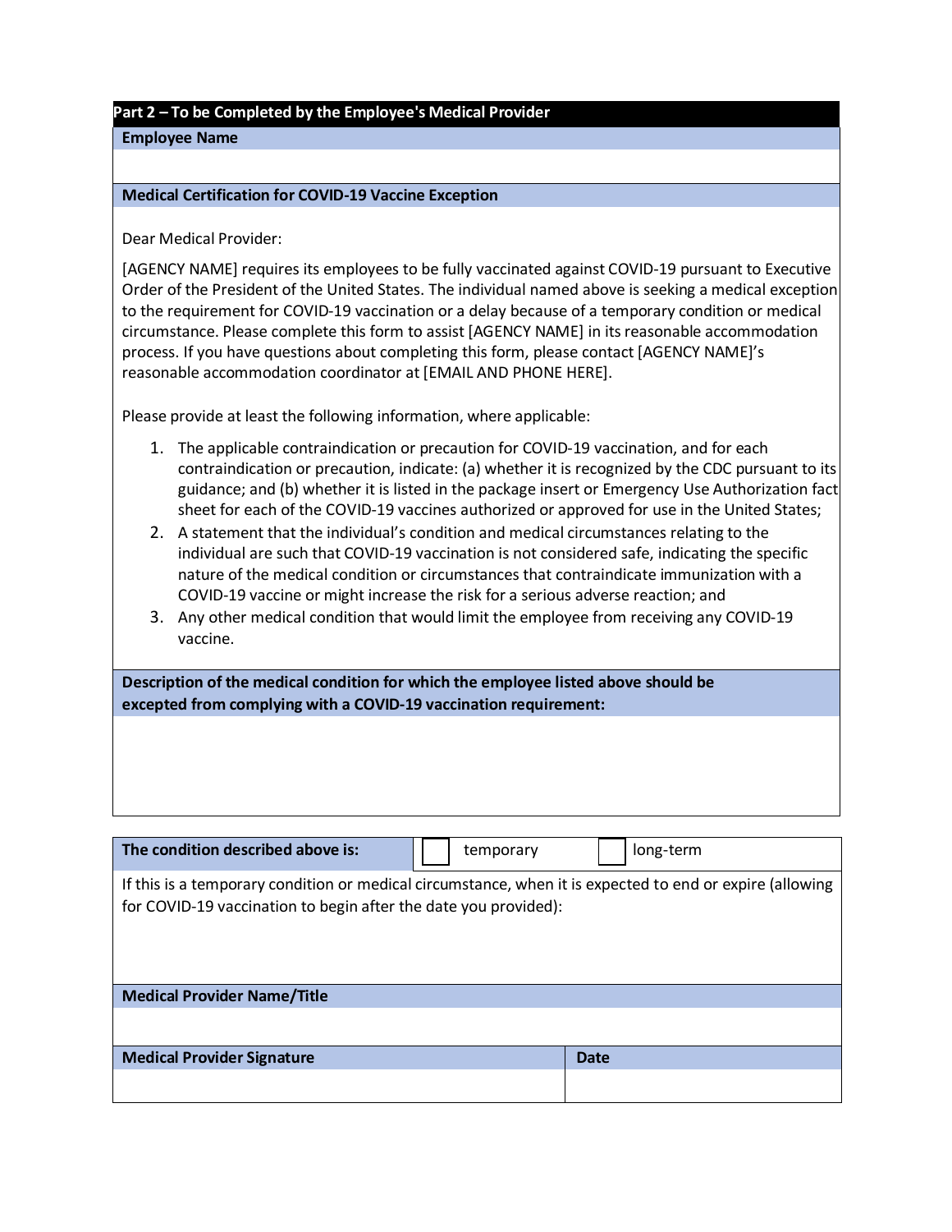## Part 2 – To be Completed by the Employee's Medical Provider

**Employee Name**

**Medical Certification for COVID-19 Vaccine Exception**

Dear Medical Provider:

[AGENCY NAME] requires its employees to be fully vaccinated against COVID-19 pursuant to Executive Order of the President of the United States. The individual named above is seeking a medical exception to the requirement for COVID-19 vaccination or a delay because of a temporary condition or medical circumstance. Please complete this form to assist [AGENCY NAME] in its reasonable accommodation process. If you have questions about completing this form, please contact [AGENCY NAME]'s reasonable accommodation coordinator at [EMAIL AND PHONE HERE].

Please provide at least the following information, where applicable:

1. The applicable contraindication or precaution for COVID-19 vaccination, and for each contraindication or precaution, indicate: (a) whether it is recognized by the CDC pursuant to its guidance; and (b) whether it is listed in the package insert or Emergency Use Authorization fact sheet for each of the COVID-19 vaccines authorized or approved for use in the United States;
2. A statement that the individual's condition and medical circumstances relating to the individual are such that COVID-19 vaccination is not considered safe, indicating the specific nature of the medical condition or circumstances that contraindicate immunization with a COVID-19 vaccine or might increase the risk for a serious adverse reaction; and
3. Any other medical condition that would limit the employee from receiving any COVID-19 vaccine.

**Description of the medical condition for which the employee listed above should be excepted from complying with a COVID-19 vaccination requirement:**

| | | |
|---|---|---|
| **The condition described above is:** | ☐ temporary | ☐ long-term |

If this is a temporary condition or medical circumstance, when it is expected to end or expire (allowing for COVID-19 vaccination to begin after the date you provided):

**Medical Provider Name/Title**

| **Medical Provider Signature** | **Date** |
|---|---|
| | |